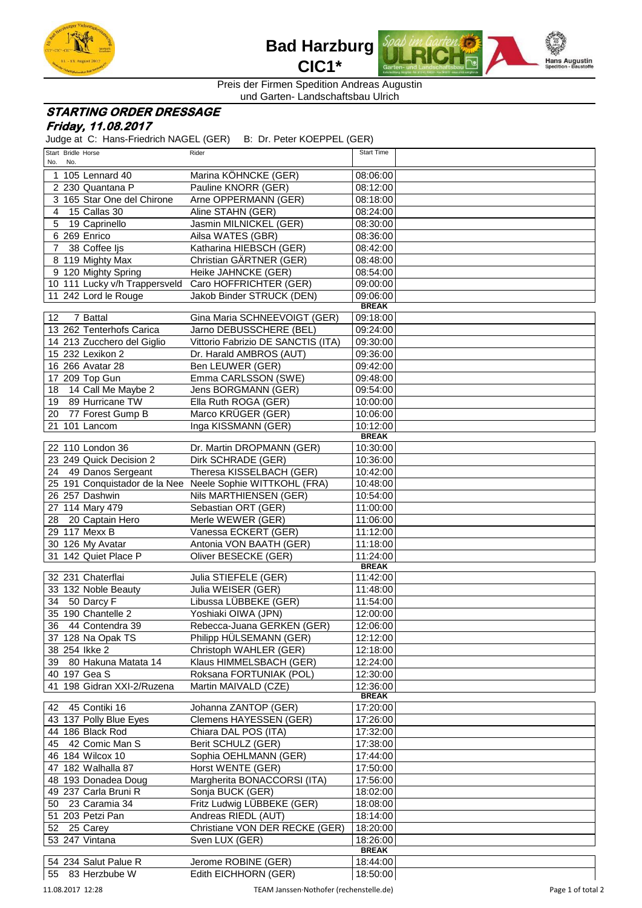# Bad Harzburg CIC1*

Preis der Firmen Spedition Andreas Augustin und Garten- Landschaftsbau Ulrich

## STARTING ORDER DRESSAGE

### Friday, 11.08.2017

Judge at C: Hans-Friedrich NAGEL (GER)  B: Dr. Peter KOEPPEL (GER)

| Start No. | Bridle No. | Horse | Rider | Start Time |
|---|---|---|---|---|
| 1 | 105 | Lennard 40 | Marina KÖHNCKE (GER) | 08:06:00 |
| 2 | 230 | Quantana P | Pauline KNORR (GER) | 08:12:00 |
| 3 | 165 | Star One del Chirone | Arne OPPERMANN (GER) | 08:18:00 |
| 4 | 15 | Callas 30 | Aline STAHN (GER) | 08:24:00 |
| 5 | 19 | Caprinello | Jasmin MILNICKEL (GER) | 08:30:00 |
| 6 | 269 | Enrico | Ailsa WATES (GBR) | 08:36:00 |
| 7 | 38 | Coffee Ijs | Katharina HIEBSCH (GER) | 08:42:00 |
| 8 | 119 | Mighty Max | Christian GÄRTNER (GER) | 08:48:00 |
| 9 | 120 | Mighty Spring | Heike JAHNCKE (GER) | 08:54:00 |
| 10 | 111 | Lucky v/h Trappersveld | Caro HOFFRICHTER (GER) | 09:00:00 |
| 11 | 242 | Lord le Rouge | Jakob Binder STRUCK (DEN) | 09:06:00 |
| | | | | BREAK |
| 12 | 7 | Battal | Gina Maria SCHNEEVOIGT (GER) | 09:18:00 |
| 13 | 262 | Tenterhofs Carica | Jarno DEBUSSCHERE (BEL) | 09:24:00 |
| 14 | 213 | Zucchero del Giglio | Vittorio Fabrizio DE SANCTIS (ITA) | 09:30:00 |
| 15 | 232 | Lexikon 2 | Dr. Harald AMBROS (AUT) | 09:36:00 |
| 16 | 266 | Avatar 28 | Ben LEUWER (GER) | 09:42:00 |
| 17 | 209 | Top Gun | Emma CARLSSON (SWE) | 09:48:00 |
| 18 | 14 | Call Me Maybe 2 | Jens BORGMANN (GER) | 09:54:00 |
| 19 | 89 | Hurricane TW | Ella Ruth ROGA (GER) | 10:00:00 |
| 20 | 77 | Forest Gump B | Marco KRÜGER (GER) | 10:06:00 |
| 21 | 101 | Lancom | Inga KISSMANN (GER) | 10:12:00 |
| | | | | BREAK |
| 22 | 110 | London 36 | Dr. Martin DROPMANN (GER) | 10:30:00 |
| 23 | 249 | Quick Decision 2 | Dirk SCHRADE (GER) | 10:36:00 |
| 24 | 49 | Danos Sergeant | Theresa KISSELBACH (GER) | 10:42:00 |
| 25 | 191 | Conquistador de la Nee | Neele Sophie WITTKOHL (FRA) | 10:48:00 |
| 26 | 257 | Dashwin | Nils MARTHIENSEN (GER) | 10:54:00 |
| 27 | 114 | Mary 479 | Sebastian ORT (GER) | 11:00:00 |
| 28 | 20 | Captain Hero | Merle WEWER (GER) | 11:06:00 |
| 29 | 117 | Mexx B | Vanessa ECKERT (GER) | 11:12:00 |
| 30 | 126 | My Avatar | Antonia VON BAATH (GER) | 11:18:00 |
| 31 | 142 | Quiet Place P | Oliver BESECKE (GER) | 11:24:00 |
| | | | | BREAK |
| 32 | 231 | Chaterflai | Julia STIEFELE (GER) | 11:42:00 |
| 33 | 132 | Noble Beauty | Julia WEISER (GER) | 11:48:00 |
| 34 | 50 | Darcy F | Libussa LÜBBEKE (GER) | 11:54:00 |
| 35 | 190 | Chantelle 2 | Yoshiaki OIWA (JPN) | 12:00:00 |
| 36 | 44 | Contendra 39 | Rebecca-Juana GERKEN (GER) | 12:06:00 |
| 37 | 128 | Na Opak TS | Philipp HÜLSEMANN (GER) | 12:12:00 |
| 38 | 254 | Ikke 2 | Christoph WAHLER (GER) | 12:18:00 |
| 39 | 80 | Hakuna Matata 14 | Klaus HIMMELSBACH (GER) | 12:24:00 |
| 40 | 197 | Gea S | Roksana FORTUNIAK (POL) | 12:30:00 |
| 41 | 198 | Gidran XXI-2/Ruzena | Martin MAIVALD (CZE) | 12:36:00 |
| | | | | BREAK |
| 42 | 45 | Contiki 16 | Johanna ZANTOP (GER) | 17:20:00 |
| 43 | 137 | Polly Blue Eyes | Clemens HAYESSEN (GER) | 17:26:00 |
| 44 | 186 | Black Rod | Chiara DAL POS (ITA) | 17:32:00 |
| 45 | 42 | Comic Man S | Berit SCHULZ (GER) | 17:38:00 |
| 46 | 184 | Wilcox 10 | Sophia OEHLMANN (GER) | 17:44:00 |
| 47 | 182 | Walhalla 87 | Horst WENTE (GER) | 17:50:00 |
| 48 | 193 | Donadea Doug | Margherita BONACCORSI (ITA) | 17:56:00 |
| 49 | 237 | Carla Bruni R | Sonja BUCK (GER) | 18:02:00 |
| 50 | 23 | Caramia 34 | Fritz Ludwig LÜBBEKE (GER) | 18:08:00 |
| 51 | 203 | Petzi Pan | Andreas RIEDL (AUT) | 18:14:00 |
| 52 | 25 | Carey | Christiane VON DER RECKE (GER) | 18:20:00 |
| 53 | 247 | Vintana | Sven LUX (GER) | 18:26:00 |
| | | | | BREAK |
| 54 | 234 | Salut Palue R | Jerome ROBINE (GER) | 18:44:00 |
| 55 | 83 | Herzbube W | Edith EICHHORN (GER) | 18:50:00 |

11.08.2017 12:28    TEAM Janssen·Nothofer (rechenstelle.de)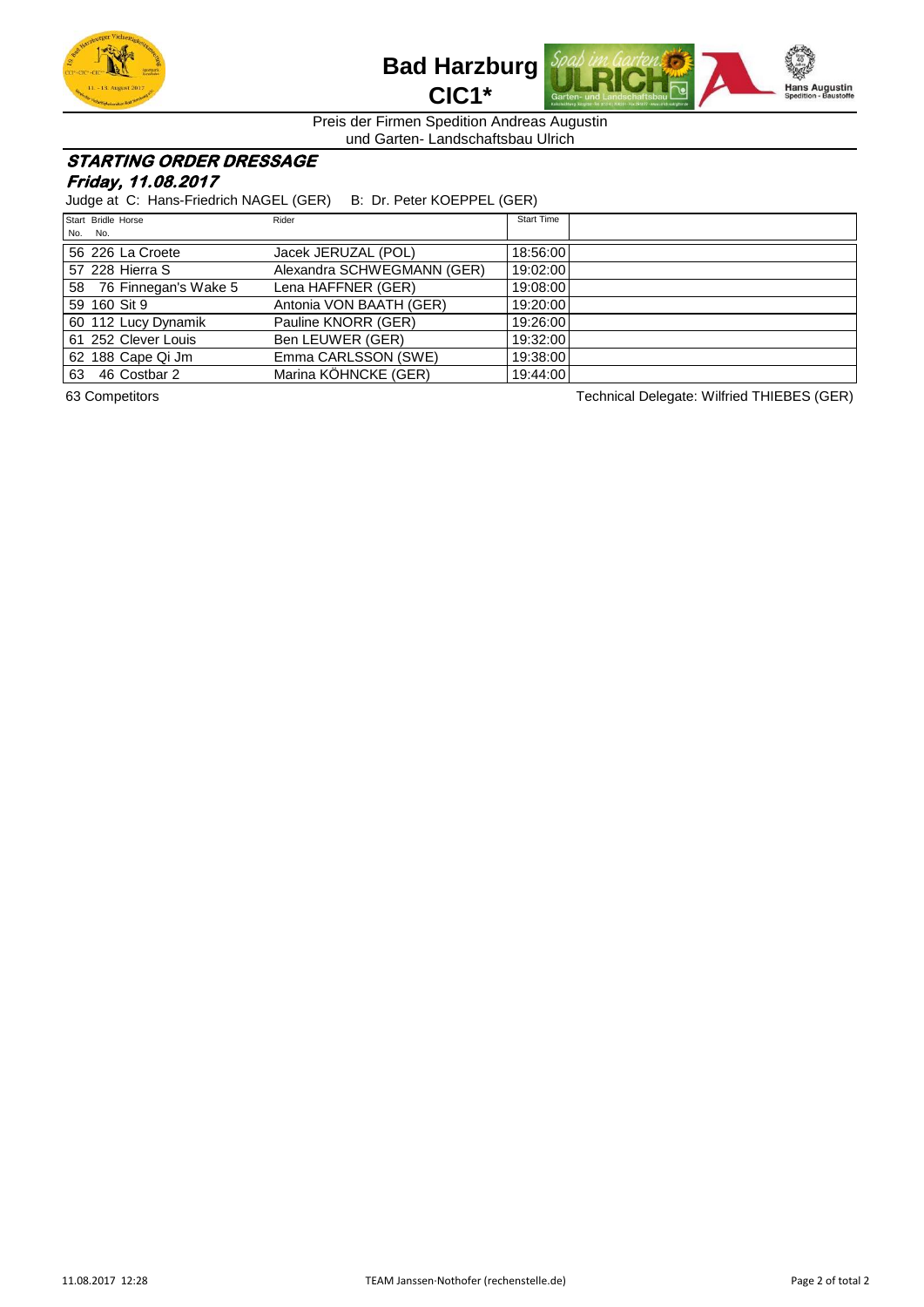# Bad Harzburg
## CIC1*

Preis der Firmen Spedition Andreas Augustin
und Garten- Landschaftsbau Ulrich

### STARTING ORDER DRESSAGE

**Friday, 11.08.2017**

Judge at C: Hans-Friedrich NAGEL (GER) B: Dr. Peter KOEPPEL (GER)

| Start No. | Bridle No. | Horse | Rider | Start Time | |
|---|---|---|---|---|---|
| 56 | 226 | La Croete | Jacek JERUZAL (POL) | 18:56:00 | |
| 57 | 228 | Hierra S | Alexandra SCHWEGMANN (GER) | 19:02:00 | |
| 58 | 76 | Finnegan's Wake 5 | Lena HAFFNER (GER) | 19:08:00 | |
| 59 | 160 | Sit 9 | Antonia VON BAATH (GER) | 19:20:00 | |
| 60 | 112 | Lucy Dynamik | Pauline KNORR (GER) | 19:26:00 | |
| 61 | 252 | Clever Louis | Ben LEUWER (GER) | 19:32:00 | |
| 62 | 188 | Cape Qi Jm | Emma CARLSSON (SWE) | 19:38:00 | |
| 63 | 46 | Costbar 2 | Marina KÖHNCKE (GER) | 19:44:00 | |

63 Competitors

Technical Delegate: Wilfried THIEBES (GER)